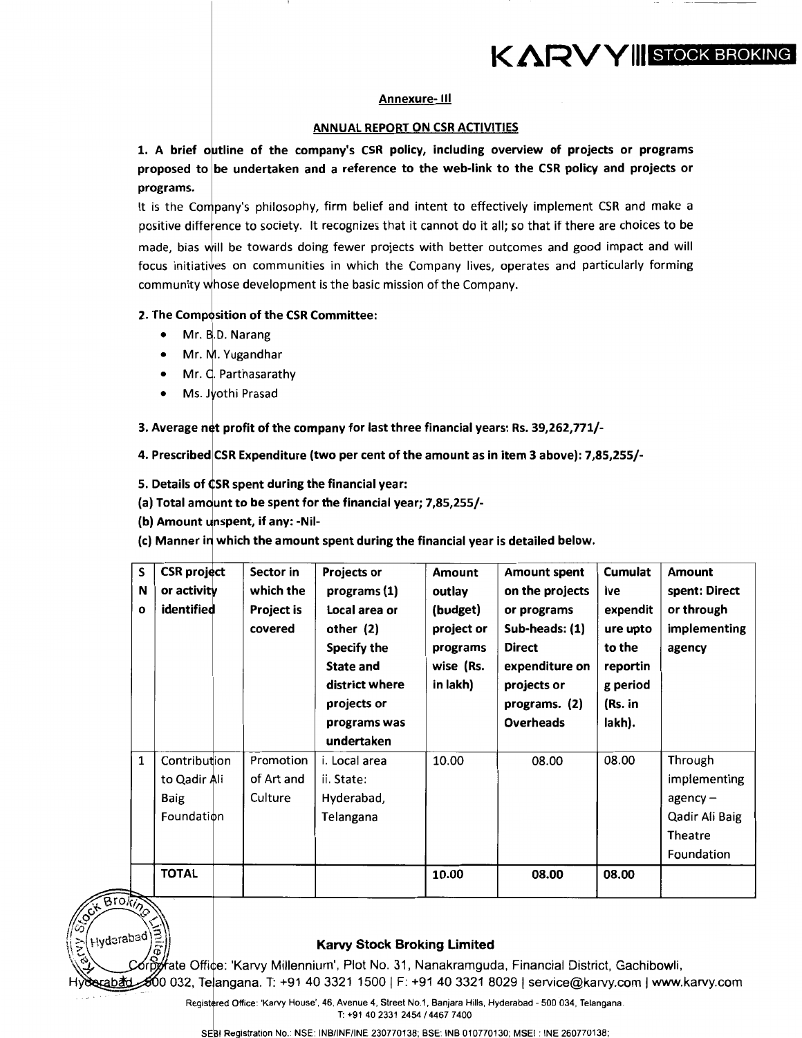## Annexure- III

## ANNUAL REPORT ON CSR ACTIVITIES

**1. A brief outline of the company's CSR policy, including overview of projects or programs proposed to be undertaken and a reference to the web-link to the CSR policy and projects or programs.**

It is the Company's philosophy, firm belief and intent to effectively implement CSR and make a positive difference to society. It recognizes that it cannot do it all; so that if there are choices to be made, bias will be towards doing fewer projects with better outcomes and good impact and will focus initiatives on communities in which the Company lives, operates and particularly forming community whose development is the basic mission of the Company.

**2. The Composition of the CSR Committee:**

- Mr. B.D. Narang
- Mr. M. Yugandhar
- Mr. C. Parthasarathy
- Ms. Jyothi Prasad

**3. Average net profit of the company for last three financial years: Rs. 39,262,771/-**

**4. Prescribed CSR Expenditure (two per cent of the amount as in item 3 above): 7,85,255/-**

**5. Details of CSR spent during the financial year:**

**(a) Total amount to be spent for the financial year; 7,85,255/-**

**(b) Amount unspent, if any: -Nil-**

**(c) Manner in which the amount spent during the financial year is detailed below.**

| S No | CSR project or activity identified | Sector in which the Project is covered | Projects or programs (1) Local area or other (2) Specify the State and district where projects or programs was undertaken | Amount outlay (budget) project or programs wise (Rs. in lakh) | Amount spent on the projects or programs Sub-heads: (1) Direct expenditure on projects or programs. (2) Overheads | Cumulative expenditure upto to the reporting period (Rs. in lakh). | Amount spent: Direct or through implementing agency |
|---|---|---|---|---|---|---|---|
| 1 | Contribution to Qadir Ali Baig Foundation | Promotion of Art and Culture | i. Local area ii. State: Hyderabad, Telangana | 10.00 | 08.00 | 08.00 | Through implementing agency – Qadir Ali Baig Theatre Foundation |
| | TOTAL | | | 10.00 | 08.00 | 08.00 | |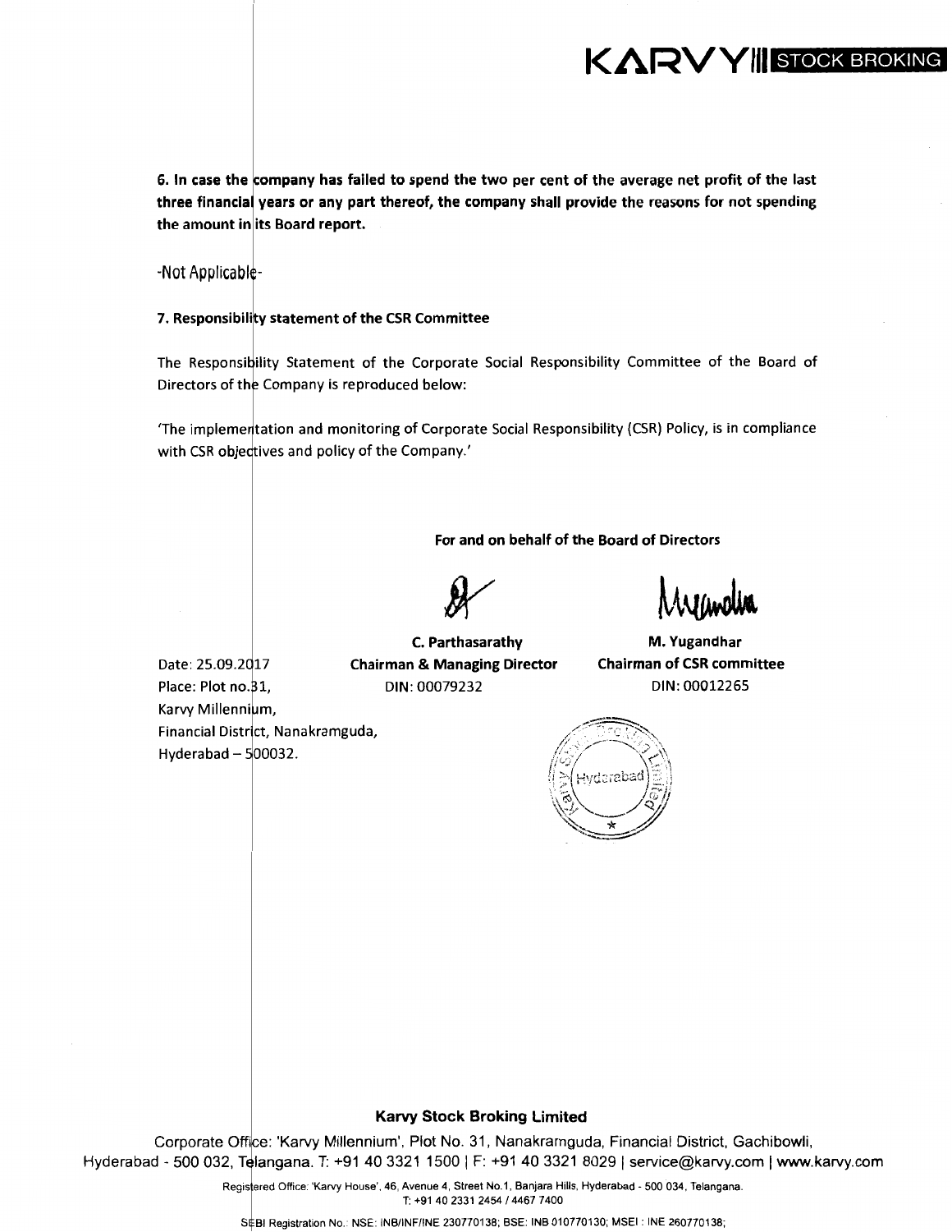**6. In case the company has failed to spend the two per cent of the average net profit of the last three financial years or any part thereof, the company shall provide the reasons for not spending the amount in its Board report.**

-Not Applicable-

**7. Responsibility statement of the CSR Committee**

The Responsibility Statement of the Corporate Social Responsibility Committee of the Board of Directors of the Company is reproduced below:

'The implementation and monitoring of Corporate Social Responsibility (CSR) Policy, is in compliance with CSR objectives and policy of the Company.'

**For and on behalf of the Board of Directors**

| | | |
|---|---|---|
| Date: 25.09.2017 | **C. Parthasarathy** | **M. Yugandhar** |
| Place: Plot no.31, Karvy Millennium, Financial District, Nanakramguda, Hyderabad – 500032. | **Chairman & Managing Director** | **Chairman of CSR committee** |
| | DIN: 00079232 | DIN: 00012265 |

**Karvy Stock Broking Limited**

Corporate Office: 'Karvy Millennium', Plot No. 31, Nanakramguda, Financial District, Gachibowli, Hyderabad - 500 032, Telangana. T: +91 40 3321 1500 | F: +91 40 3321 8029 | service@karvy.com | www.karvy.com

Registered Office: 'Karvy House', 46, Avenue 4, Street No.1, Banjara Hills, Hyderabad - 500 034, Telangana. T: +91 40 2331 2454 / 4467 7400

SEBI Registration No.: NSE: INB/INF/INE 230770138; BSE: INB 010770130; MSEI : INE 260770138;